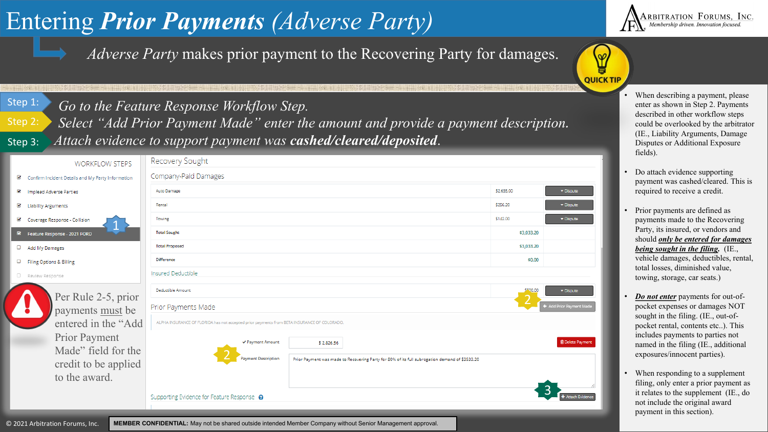# Entering *Prior Payments* (*Adverse Party*)

ARBITRATION FORUMS, INC. — *Membership driven. Innovation focused.*

*Adverse Party* makes prior payment to the Recovering Party for damages.

**QUICK TIP**

**Step 1:** *Go to the Feature Response Workflow Step.*

**Step 2:** *Select "Add Prior Payment Made" enter the amount and provide a payment description.*

**Step 3:** *Attach evidence to support payment was* ***cashed/cleared/deposited****.*

**WORKFLOW STEPS**

- ☑ Confirm Incident Details and My Party Information
- ☑ Implead Adverse Parties
- ☑ Liability Arguments
- ☑ Coverage Response - Collision
- ☑ Feature Response - 2021 FORD **(1)**
- ☐ Add My Damages
- ☐ Filing Options & Billing
- ☐ Review Response

**Recovery Sought**

**Company-Paid Damages**

| | | |
|---|---|---|
| Auto Damage | $2,635.00 | Dispute |
| Rental | $256.20 | Dispute |
| Towing | $142.00 | Dispute |
| Total Sought | $3,033.20 | |
| Total Proposed | $3,033.20 | |
| Difference | $0.00 | |

**Insured Deductible**

| | | |
|---|---|---|
| Deductible Amount | $500.00 | Dispute |

**Prior Payments Made** — **(2)** Add Prior Payment Made

ALPHA INSURANCE OF FLORIDA has not accepted prior payments from BETA INSURANCE OF COLORADO.

**(2)**
- ✔ Payment Amount: $ 2,826.56 — Delete Payment
- Payment Description: Prior Payment was made to Recovering Party for 80% of its full subrogation demand of $3533.20

**Supporting Evidence for Feature Response** — **(3)** Attach Evidence

Per Rule 2-5, prior payments must be entered in the "Add Prior Payment Made" field for the credit to be applied to the award.

- When describing a payment, please enter as shown in Step 2. Payments described in other workflow steps could be overlooked by the arbitrator (IE., Liability Arguments, Damage Disputes or Additional Exposure fields).
- Do attach evidence supporting payment was cashed/cleared. This is required to receive a credit.
- Prior payments are defined as payments made to the Recovering Party, its insured, or vendors and should ***only be entered for damages being sought in the filing***. (IE., vehicle damages, deductibles, rental, total losses, diminished value, towing, storage, car seats.)
- ***Do not enter*** payments for out-of-pocket expenses or damages NOT sought in the filing. (IE., out-of-pocket rental, contents etc..). This includes payments to parties not named in the filing (IE., additional exposures/innocent parties).
- When responding to a supplement filing, only enter a prior payment as it relates to the supplement (IE., do not include the original award payment in this section).

© 2021 Arbitration Forums, Inc.

**MEMBER CONFIDENTIAL:** May not be shared outside intended Member Company without Senior Management approval.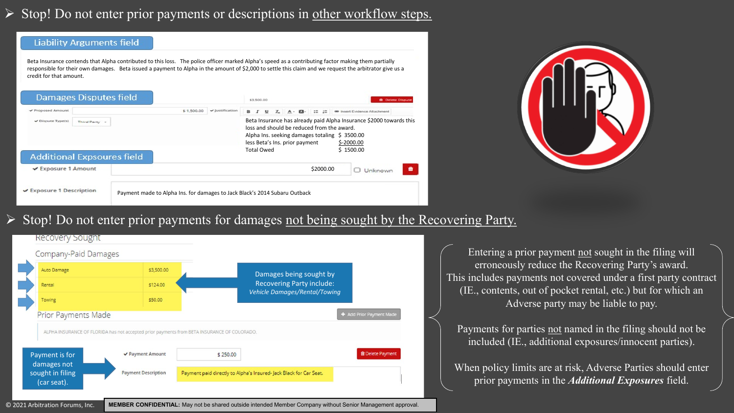- Stop! Do not enter prior payments or descriptions in other workflow steps.

**Liability Arguments field**

Beta Insurance contends that Alpha contributed to this loss. The police officer marked Alpha's speed as a contributing factor making them partially responsible for their own damages. Beta issued a payment to Alpha in the amount of $2,000 to settle this claim and we request the arbitrator give us a credit for that amount.

**Damages Disputes field**

$3,500.00

Delete Dispute

Proposed Amount: $ 1,500.00

Justification

Dispute Type(s): Third Party

Beta Insurance has already paid Alpha Insurance $2000 towards this loss and should be reduced from the award.

| | |
|---|---|
| Alpha Ins. seeking damages totaling | $ 3500.00 |
| less Beta's Ins. prior payment | $-2000.00 |
| Total Owed | $ 1500.00 |

**Additional Expsoures field**

Exposure 1 Amount: $2000.00 — Unknown

Exposure 1 Description: Payment made to Alpha Ins. for damages to Jack Black's 2014 Subaru Outback

- Stop! Do not enter prior payments for damages not being sought by the Recovering Party.

Recovery Sought

Company-Paid Damages

| | |
|---|---|
| Auto Damage | $3,500.00 |
| Rental | $124.00 |
| Towing | $50.00 |

Damages being sought by Recovering Party include: *Vehicle Damages/Rental/Towing*

Prior Payments Made

Add Prior Payment Made

ALPHA INSURANCE OF FLORIDA has not accepted prior payments from BETA INSURANCE OF COLORADO.

Payment is for damages not sought in filing (car seat).

Payment Amount: $ 250.00

Delete Payment

Payment Description: Payment paid directly to Alpha's Insured- Jack Black for Car Seat.

Entering a prior payment not sought in the filing will erroneously reduce the Recovering Party's award. This includes payments not covered under a first party contract (IE., contents, out of pocket rental, etc.) but for which an Adverse party may be liable to pay.

Payments for parties not named in the filing should not be included (IE., additional exposures/innocent parties).

When policy limits are at risk, Adverse Parties should enter prior payments in the ***Additional Exposures*** field.

© 2021 Arbitration Forums, Inc.

**MEMBER CONFIDENTIAL:** May not be shared outside intended Member Company without Senior Management approval.